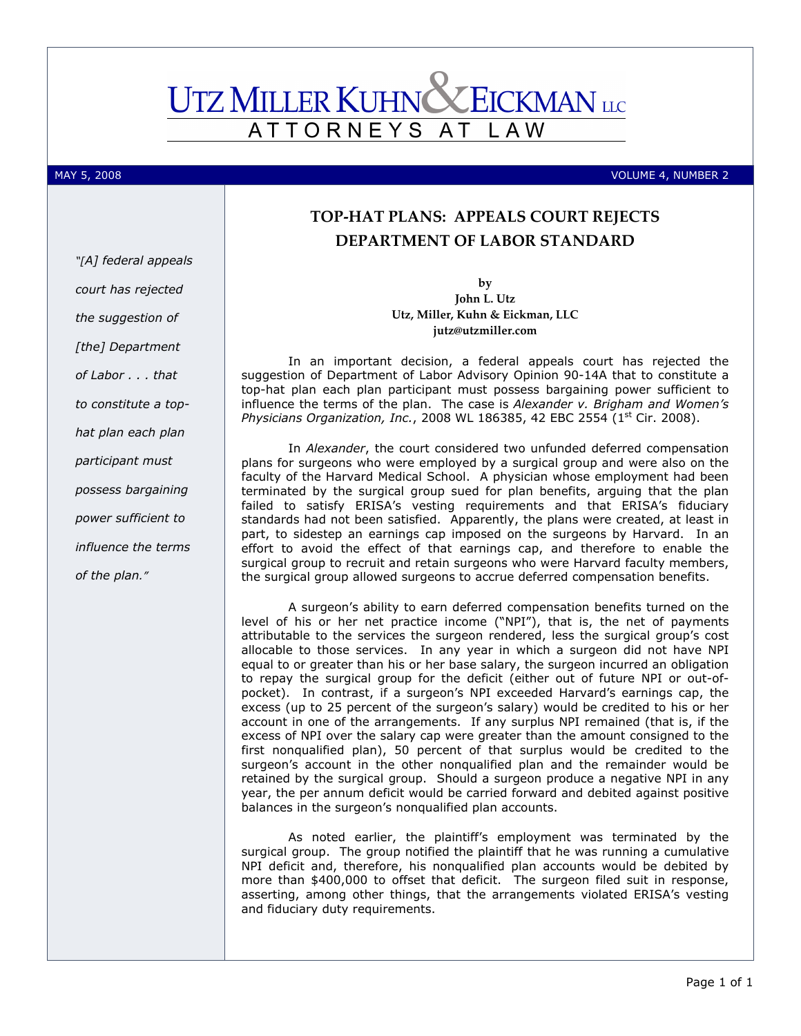# UTZ MILLER KUHN & EICKMAN LLC

ATTORNEYS AT LAW

MAY 5, 2008 VOLUME 4, NUMBER 2

*"[A] federal appeals court has rejected the suggestion of [the] Department of Labor . . . that to constitute a top-hat plan each plan participant must possess bargaining power sufficient to influence the terms of the plan."*

## TOP-HAT PLANS: APPEALS COURT REJECTS DEPARTMENT OF LABOR STANDARD

**by**
**John L. Utz**
**Utz, Miller, Kuhn & Eickman, LLC**
**jutz@utzmiller.com**

In an important decision, a federal appeals court has rejected the suggestion of Department of Labor Advisory Opinion 90-14A that to constitute a top-hat plan each plan participant must possess bargaining power sufficient to influence the terms of the plan. The case is *Alexander v. Brigham and Women's Physicians Organization, Inc.*, 2008 WL 186385, 42 EBC 2554 (1st Cir. 2008).

In *Alexander*, the court considered two unfunded deferred compensation plans for surgeons who were employed by a surgical group and were also on the faculty of the Harvard Medical School. A physician whose employment had been terminated by the surgical group sued for plan benefits, arguing that the plan failed to satisfy ERISA's vesting requirements and that ERISA's fiduciary standards had not been satisfied. Apparently, the plans were created, at least in part, to sidestep an earnings cap imposed on the surgeons by Harvard. In an effort to avoid the effect of that earnings cap, and therefore to enable the surgical group to recruit and retain surgeons who were Harvard faculty members, the surgical group allowed surgeons to accrue deferred compensation benefits.

A surgeon's ability to earn deferred compensation benefits turned on the level of his or her net practice income ("NPI"), that is, the net of payments attributable to the services the surgeon rendered, less the surgical group's cost allocable to those services. In any year in which a surgeon did not have NPI equal to or greater than his or her base salary, the surgeon incurred an obligation to repay the surgical group for the deficit (either out of future NPI or out-of-pocket). In contrast, if a surgeon's NPI exceeded Harvard's earnings cap, the excess (up to 25 percent of the surgeon's salary) would be credited to his or her account in one of the arrangements. If any surplus NPI remained (that is, if the excess of NPI over the salary cap were greater than the amount consigned to the first nonqualified plan), 50 percent of that surplus would be credited to the surgeon's account in the other nonqualified plan and the remainder would be retained by the surgical group. Should a surgeon produce a negative NPI in any year, the per annum deficit would be carried forward and debited against positive balances in the surgeon's nonqualified plan accounts.

As noted earlier, the plaintiff's employment was terminated by the surgical group. The group notified the plaintiff that he was running a cumulative NPI deficit and, therefore, his nonqualified plan accounts would be debited by more than $400,000 to offset that deficit. The surgeon filed suit in response, asserting, among other things, that the arrangements violated ERISA's vesting and fiduciary duty requirements.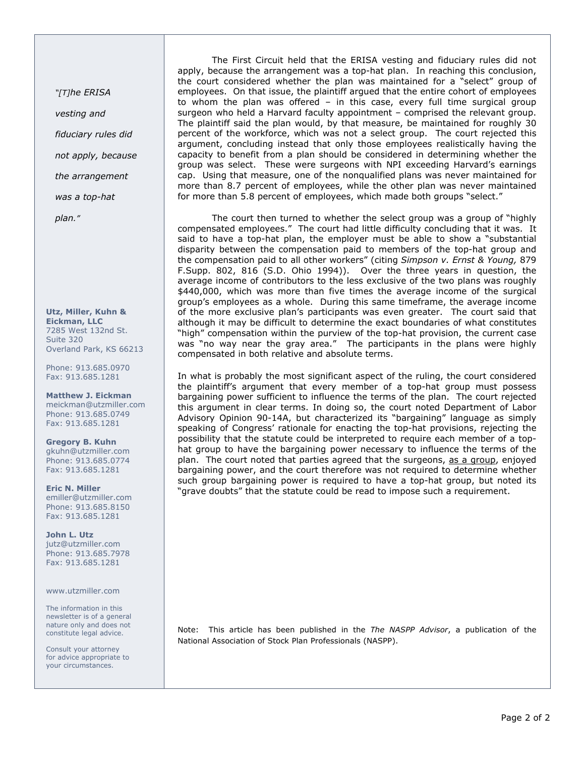The First Circuit held that the ERISA vesting and fiduciary rules did not apply, because the arrangement was a top-hat plan. In reaching this conclusion, the court considered whether the plan was maintained for a "select" group of employees. On that issue, the plaintiff argued that the entire cohort of employees to whom the plan was offered – in this case, every full time surgical group surgeon who held a Harvard faculty appointment – comprised the relevant group. The plaintiff said the plan would, by that measure, be maintained for roughly 30 percent of the workforce, which was not a select group. The court rejected this argument, concluding instead that only those employees realistically having the capacity to benefit from a plan should be considered in determining whether the group was select. These were surgeons with NPI exceeding Harvard's earnings cap. Using that measure, one of the nonqualified plans was never maintained for more than 8.7 percent of employees, while the other plan was never maintained for more than 5.8 percent of employees, which made both groups "select."

The court then turned to whether the select group was a group of "highly compensated employees." The court had little difficulty concluding that it was. It said to have a top-hat plan, the employer must be able to show a "substantial disparity between the compensation paid to members of the top-hat group and the compensation paid to all other workers" (citing *Simpson v. Ernst & Young,* 879 F.Supp. 802, 816 (S.D. Ohio 1994)). Over the three years in question, the average income of contributors to the less exclusive of the two plans was roughly $440,000, which was more than five times the average income of the surgical group's employees as a whole. During this same timeframe, the average income of the more exclusive plan's participants was even greater. The court said that although it may be difficult to determine the exact boundaries of what constitutes "high" compensation within the purview of the top-hat provision, the current case was "no way near the gray area." The participants in the plans were highly compensated in both relative and absolute terms.

In what is probably the most significant aspect of the ruling, the court considered the plaintiff's argument that every member of a top-hat group must possess bargaining power sufficient to influence the terms of the plan. The court rejected this argument in clear terms. In doing so, the court noted Department of Labor Advisory Opinion 90-14A, but characterized its "bargaining" language as simply speaking of Congress' rationale for enacting the top-hat provisions, rejecting the possibility that the statute could be interpreted to require each member of a top-hat group to have the bargaining power necessary to influence the terms of the plan. The court noted that parties agreed that the surgeons, as a group, enjoyed bargaining power, and the court therefore was not required to determine whether such group bargaining power is required to have a top-hat group, but noted its "grave doubts" that the statute could be read to impose such a requirement.

*"[T]he ERISA vesting and fiduciary rules did not apply, because the arrangement was a top-hat plan."*

**Utz, Miller, Kuhn & Eickman, LLC**
7285 West 132nd St.
Suite 320
Overland Park, KS 66213

Phone: 913.685.0970
Fax: 913.685.1281

**Matthew J. Eickman**
meickman@utzmiller.com
Phone: 913.685.0749
Fax: 913.685.1281

**Gregory B. Kuhn**
gkuhn@utzmiller.com
Phone: 913.685.0774
Fax: 913.685.1281

**Eric N. Miller**
emiller@utzmiller.com
Phone: 913.685.8150
Fax: 913.685.1281

**John L. Utz**
jutz@utzmiller.com
Phone: 913.685.7978
Fax: 913.685.1281

www.utzmiller.com

The information in this newsletter is of a general nature only and does not constitute legal advice.

Consult your attorney for advice appropriate to your circumstances.

Note: This article has been published in the *The NASPP Advisor*, a publication of the National Association of Stock Plan Professionals (NASPP).